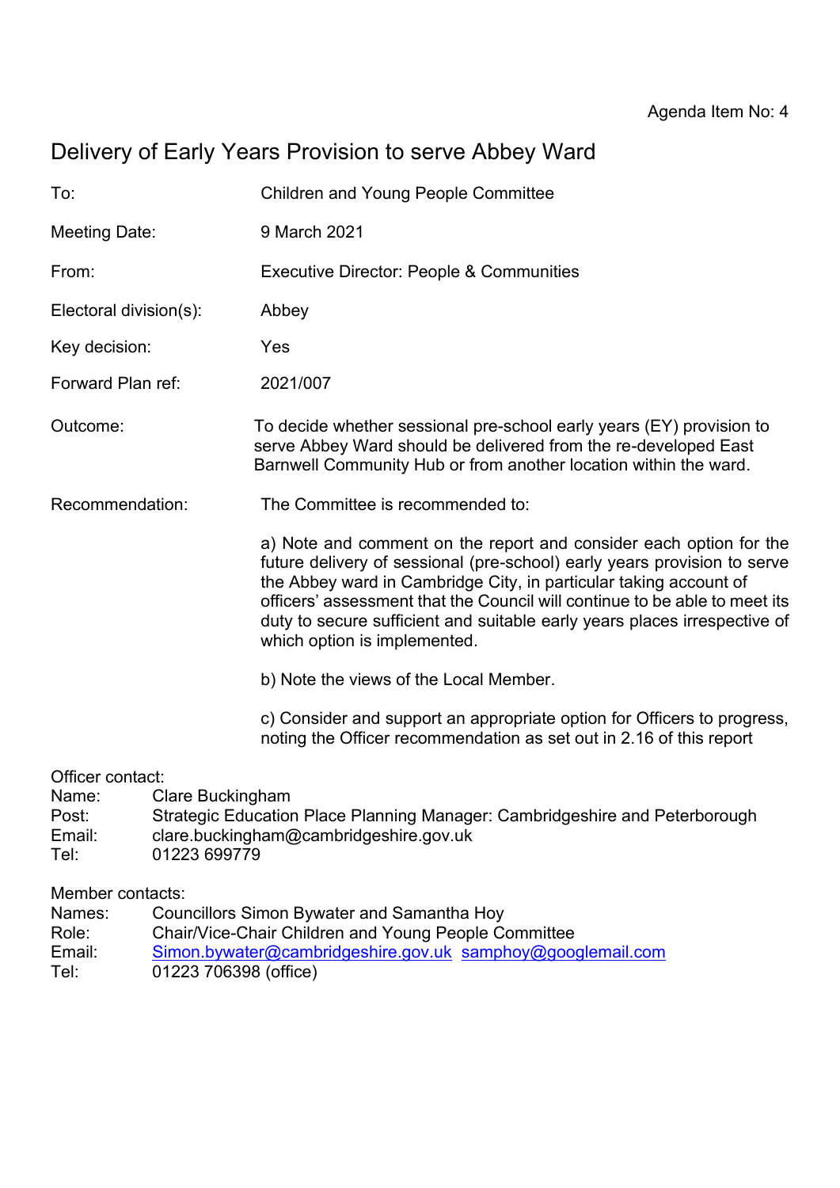Agenda Item No: 4

# Delivery of Early Years Provision to serve Abbey Ward

| | |
|---|---|
| To: | Children and Young People Committee |
| Meeting Date: | 9 March 2021 |
| From: | Executive Director: People & Communities |
| Electoral division(s): | Abbey |
| Key decision: | Yes |
| Forward Plan ref: | 2021/007 |
| Outcome: | To decide whether sessional pre-school early years (EY) provision to serve Abbey Ward should be delivered from the re-developed East Barnwell Community Hub or from another location within the ward. |
| Recommendation: | The Committee is recommended to: |

a) Note and comment on the report and consider each option for the future delivery of sessional (pre-school) early years provision to serve the Abbey ward in Cambridge City, in particular taking account of officers' assessment that the Council will continue to be able to meet its duty to secure sufficient and suitable early years places irrespective of which option is implemented.

b) Note the views of the Local Member.

c) Consider and support an appropriate option for Officers to progress, noting the Officer recommendation as set out in 2.16 of this report

Officer contact:
Name: Clare Buckingham
Post: Strategic Education Place Planning Manager: Cambridgeshire and Peterborough
Email: clare.buckingham@cambridgeshire.gov.uk
Tel: 01223 699779

Member contacts:
Names: Councillors Simon Bywater and Samantha Hoy
Role: Chair/Vice-Chair Children and Young People Committee
Email: Simon.bywater@cambridgeshire.gov.uk samphoy@googlemail.com
Tel: 01223 706398 (office)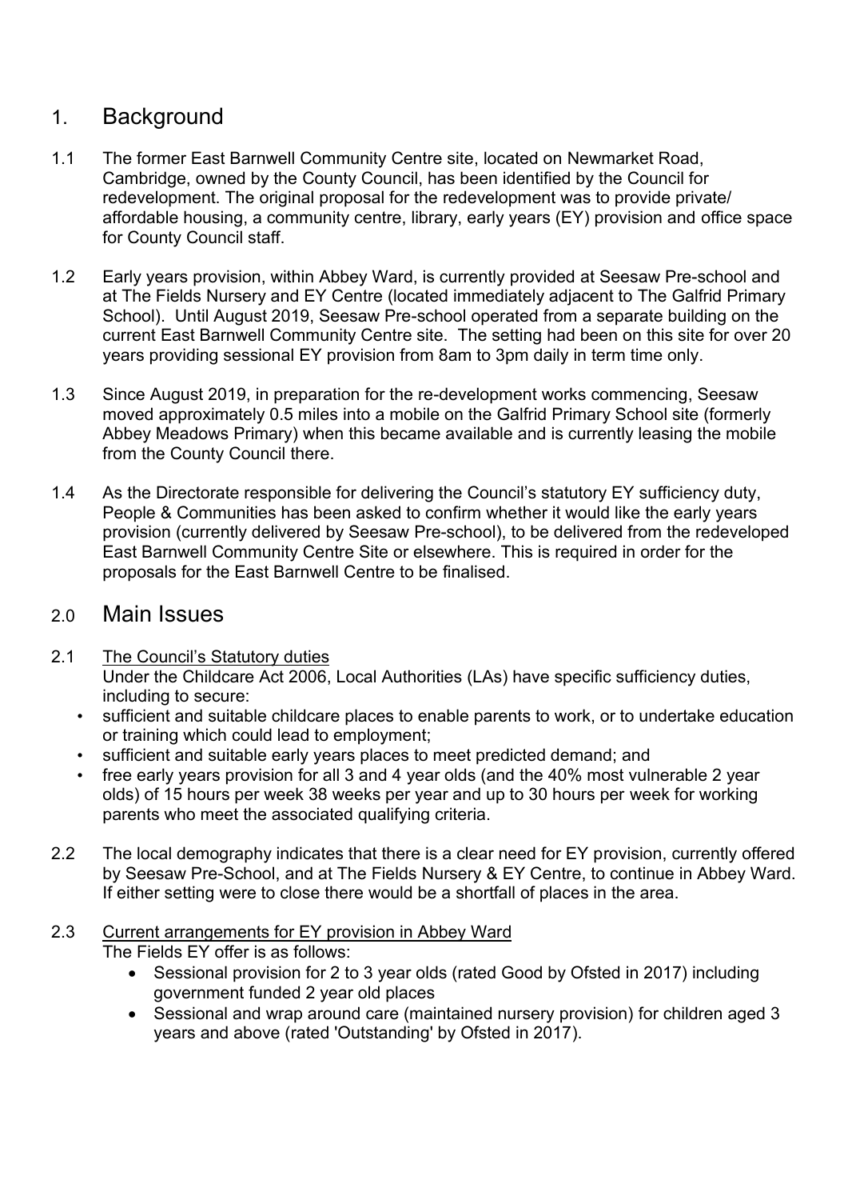## 1. Background

1.1 The former East Barnwell Community Centre site, located on Newmarket Road, Cambridge, owned by the County Council, has been identified by the Council for redevelopment. The original proposal for the redevelopment was to provide private/ affordable housing, a community centre, library, early years (EY) provision and office space for County Council staff.

1.2 Early years provision, within Abbey Ward, is currently provided at Seesaw Pre-school and at The Fields Nursery and EY Centre (located immediately adjacent to The Galfrid Primary School). Until August 2019, Seesaw Pre-school operated from a separate building on the current East Barnwell Community Centre site. The setting had been on this site for over 20 years providing sessional EY provision from 8am to 3pm daily in term time only.

1.3 Since August 2019, in preparation for the re-development works commencing, Seesaw moved approximately 0.5 miles into a mobile on the Galfrid Primary School site (formerly Abbey Meadows Primary) when this became available and is currently leasing the mobile from the County Council there.

1.4 As the Directorate responsible for delivering the Council's statutory EY sufficiency duty, People & Communities has been asked to confirm whether it would like the early years provision (currently delivered by Seesaw Pre-school), to be delivered from the redeveloped East Barnwell Community Centre Site or elsewhere. This is required in order for the proposals for the East Barnwell Centre to be finalised.

## 2.0 Main Issues

2.1 The Council's Statutory duties

Under the Childcare Act 2006, Local Authorities (LAs) have specific sufficiency duties, including to secure:

- sufficient and suitable childcare places to enable parents to work, or to undertake education or training which could lead to employment;
- sufficient and suitable early years places to meet predicted demand; and
- free early years provision for all 3 and 4 year olds (and the 40% most vulnerable 2 year olds) of 15 hours per week 38 weeks per year and up to 30 hours per week for working parents who meet the associated qualifying criteria.

2.2 The local demography indicates that there is a clear need for EY provision, currently offered by Seesaw Pre-School, and at The Fields Nursery & EY Centre, to continue in Abbey Ward. If either setting were to close there would be a shortfall of places in the area.

2.3 Current arrangements for EY provision in Abbey Ward

The Fields EY offer is as follows:

- Sessional provision for 2 to 3 year olds (rated Good by Ofsted in 2017) including government funded 2 year old places
- Sessional and wrap around care (maintained nursery provision) for children aged 3 years and above (rated 'Outstanding' by Ofsted in 2017).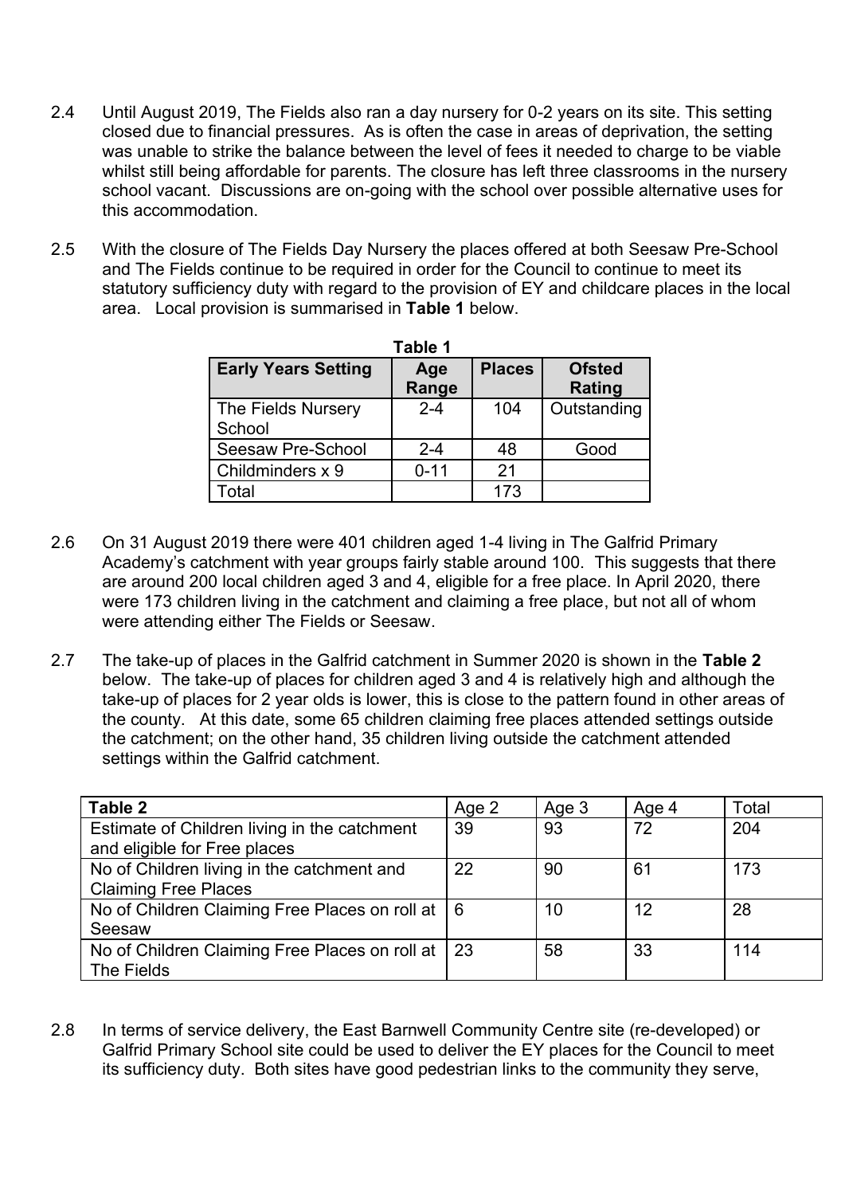2.4 Until August 2019, The Fields also ran a day nursery for 0-2 years on its site. This setting closed due to financial pressures. As is often the case in areas of deprivation, the setting was unable to strike the balance between the level of fees it needed to charge to be viable whilst still being affordable for parents. The closure has left three classrooms in the nursery school vacant. Discussions are on-going with the school over possible alternative uses for this accommodation.

2.5 With the closure of The Fields Day Nursery the places offered at both Seesaw Pre-School and The Fields continue to be required in order for the Council to continue to meet its statutory sufficiency duty with regard to the provision of EY and childcare places in the local area. Local provision is summarised in **Table 1** below.

**Table 1**

| Early Years Setting | Age Range | Places | Ofsted Rating |
|---|---|---|---|
| The Fields Nursery School | 2-4 | 104 | Outstanding |
| Seesaw Pre-School | 2-4 | 48 | Good |
| Childminders x 9 | 0-11 | 21 | |
| Total | | 173 | |

2.6 On 31 August 2019 there were 401 children aged 1-4 living in The Galfrid Primary Academy's catchment with year groups fairly stable around 100. This suggests that there are around 200 local children aged 3 and 4, eligible for a free place. In April 2020, there were 173 children living in the catchment and claiming a free place, but not all of whom were attending either The Fields or Seesaw.

2.7 The take-up of places in the Galfrid catchment in Summer 2020 is shown in the **Table 2** below. The take-up of places for children aged 3 and 4 is relatively high and although the take-up of places for 2 year olds is lower, this is close to the pattern found in other areas of the county. At this date, some 65 children claiming free places attended settings outside the catchment; on the other hand, 35 children living outside the catchment attended settings within the Galfrid catchment.

| Table 2 | Age 2 | Age 3 | Age 4 | Total |
|---|---|---|---|---|
| Estimate of Children living in the catchment and eligible for Free places | 39 | 93 | 72 | 204 |
| No of Children living in the catchment and Claiming Free Places | 22 | 90 | 61 | 173 |
| No of Children Claiming Free Places on roll at Seesaw | 6 | 10 | 12 | 28 |
| No of Children Claiming Free Places on roll at The Fields | 23 | 58 | 33 | 114 |

2.8 In terms of service delivery, the East Barnwell Community Centre site (re-developed) or Galfrid Primary School site could be used to deliver the EY places for the Council to meet its sufficiency duty. Both sites have good pedestrian links to the community they serve,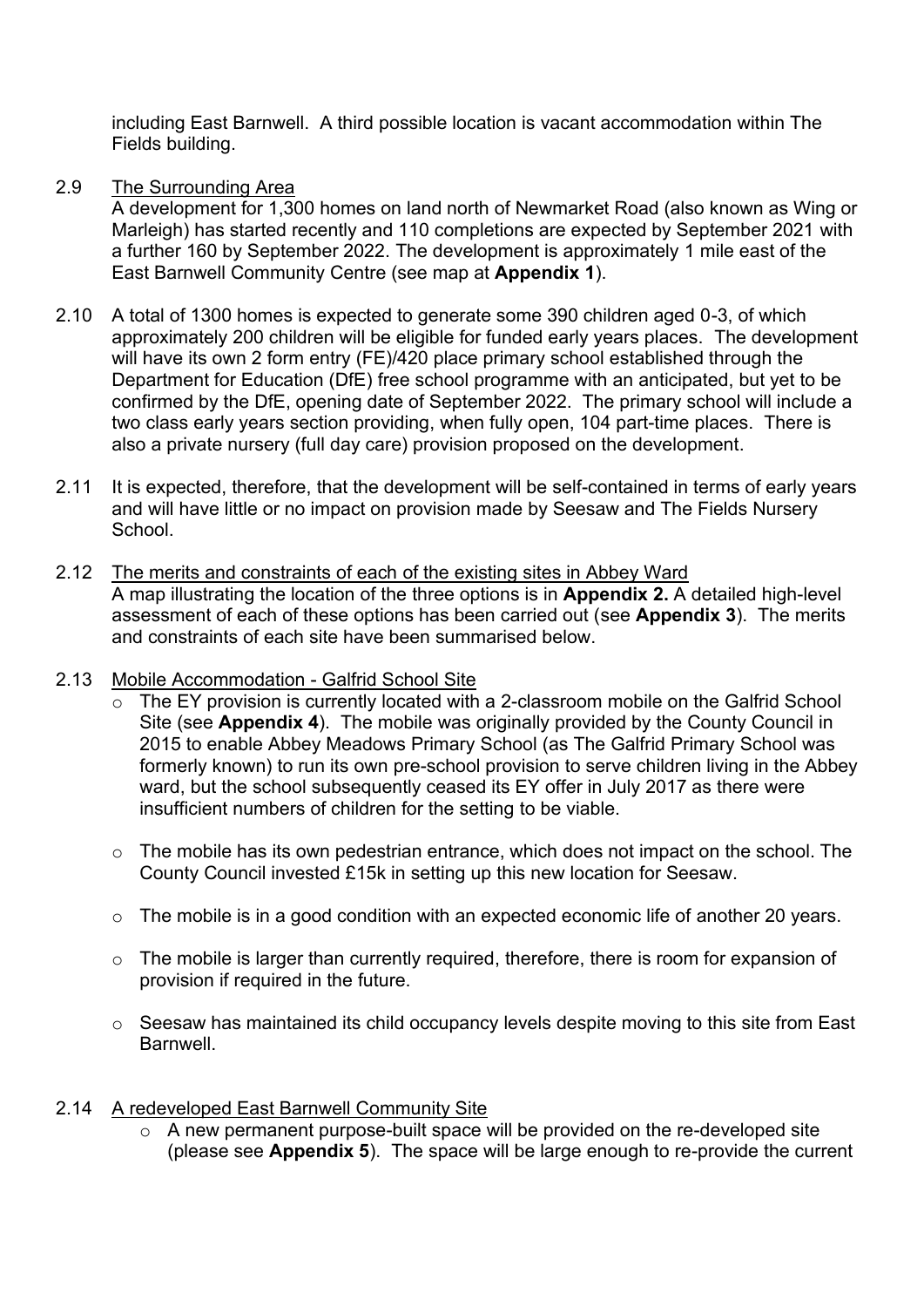including East Barnwell. A third possible location is vacant accommodation within The Fields building.

2.9 The Surrounding Area

A development for 1,300 homes on land north of Newmarket Road (also known as Wing or Marleigh) has started recently and 110 completions are expected by September 2021 with a further 160 by September 2022. The development is approximately 1 mile east of the East Barnwell Community Centre (see map at **Appendix 1**).

2.10 A total of 1300 homes is expected to generate some 390 children aged 0-3, of which approximately 200 children will be eligible for funded early years places. The development will have its own 2 form entry (FE)/420 place primary school established through the Department for Education (DfE) free school programme with an anticipated, but yet to be confirmed by the DfE, opening date of September 2022. The primary school will include a two class early years section providing, when fully open, 104 part-time places. There is also a private nursery (full day care) provision proposed on the development.

2.11 It is expected, therefore, that the development will be self-contained in terms of early years and will have little or no impact on provision made by Seesaw and The Fields Nursery School.

2.12 The merits and constraints of each of the existing sites in Abbey Ward

A map illustrating the location of the three options is in **Appendix 2.** A detailed high-level assessment of each of these options has been carried out (see **Appendix 3**). The merits and constraints of each site have been summarised below.

2.13 Mobile Accommodation - Galfrid School Site

- The EY provision is currently located with a 2-classroom mobile on the Galfrid School Site (see **Appendix 4**). The mobile was originally provided by the County Council in 2015 to enable Abbey Meadows Primary School (as The Galfrid Primary School was formerly known) to run its own pre-school provision to serve children living in the Abbey ward, but the school subsequently ceased its EY offer in July 2017 as there were insufficient numbers of children for the setting to be viable.

- The mobile has its own pedestrian entrance, which does not impact on the school. The County Council invested £15k in setting up this new location for Seesaw.

- The mobile is in a good condition with an expected economic life of another 20 years.

- The mobile is larger than currently required, therefore, there is room for expansion of provision if required in the future.

- Seesaw has maintained its child occupancy levels despite moving to this site from East Barnwell.

2.14 A redeveloped East Barnwell Community Site

- A new permanent purpose-built space will be provided on the re-developed site (please see **Appendix 5**). The space will be large enough to re-provide the current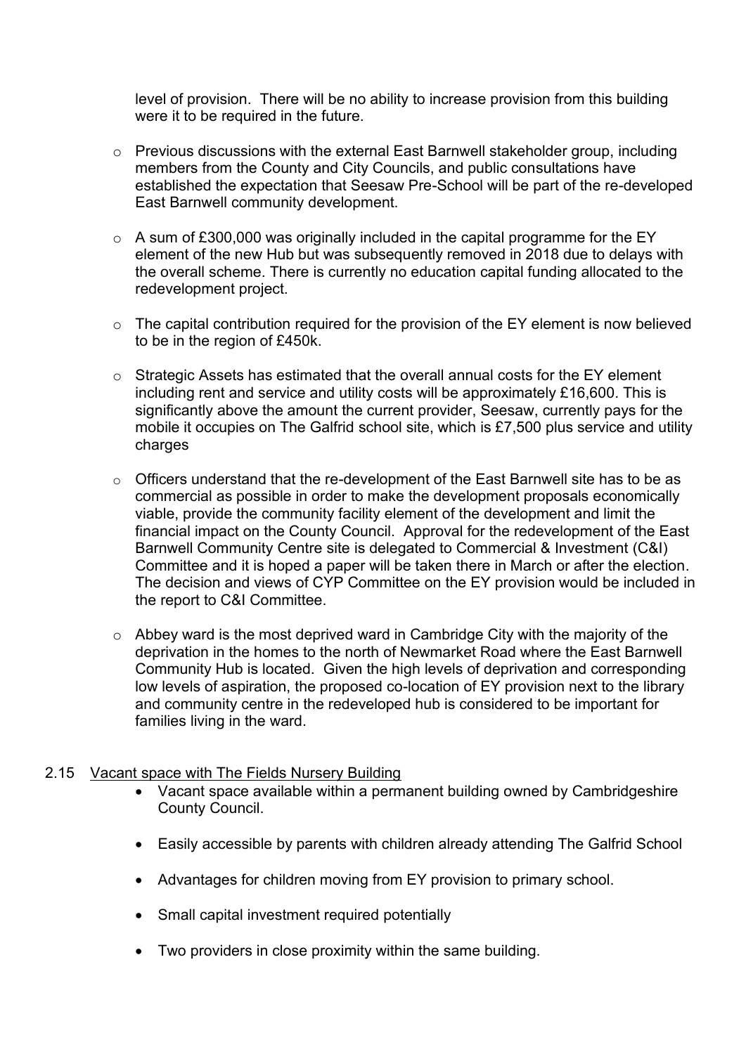level of provision. There will be no ability to increase provision from this building were it to be required in the future.

- Previous discussions with the external East Barnwell stakeholder group, including members from the County and City Councils, and public consultations have established the expectation that Seesaw Pre-School will be part of the re-developed East Barnwell community development.

- A sum of £300,000 was originally included in the capital programme for the EY element of the new Hub but was subsequently removed in 2018 due to delays with the overall scheme. There is currently no education capital funding allocated to the redevelopment project.

- The capital contribution required for the provision of the EY element is now believed to be in the region of £450k.

- Strategic Assets has estimated that the overall annual costs for the EY element including rent and service and utility costs will be approximately £16,600. This is significantly above the amount the current provider, Seesaw, currently pays for the mobile it occupies on The Galfrid school site, which is £7,500 plus service and utility charges

- Officers understand that the re-development of the East Barnwell site has to be as commercial as possible in order to make the development proposals economically viable, provide the community facility element of the development and limit the financial impact on the County Council. Approval for the redevelopment of the East Barnwell Community Centre site is delegated to Commercial & Investment (C&I) Committee and it is hoped a paper will be taken there in March or after the election. The decision and views of CYP Committee on the EY provision would be included in the report to C&I Committee.

- Abbey ward is the most deprived ward in Cambridge City with the majority of the deprivation in the homes to the north of Newmarket Road where the East Barnwell Community Hub is located. Given the high levels of deprivation and corresponding low levels of aspiration, the proposed co-location of EY provision next to the library and community centre in the redeveloped hub is considered to be important for families living in the ward.

2.15 <u>Vacant space with The Fields Nursery Building</u>

- Vacant space available within a permanent building owned by Cambridgeshire County Council.

- Easily accessible by parents with children already attending The Galfrid School

- Advantages for children moving from EY provision to primary school.

- Small capital investment required potentially

- Two providers in close proximity within the same building.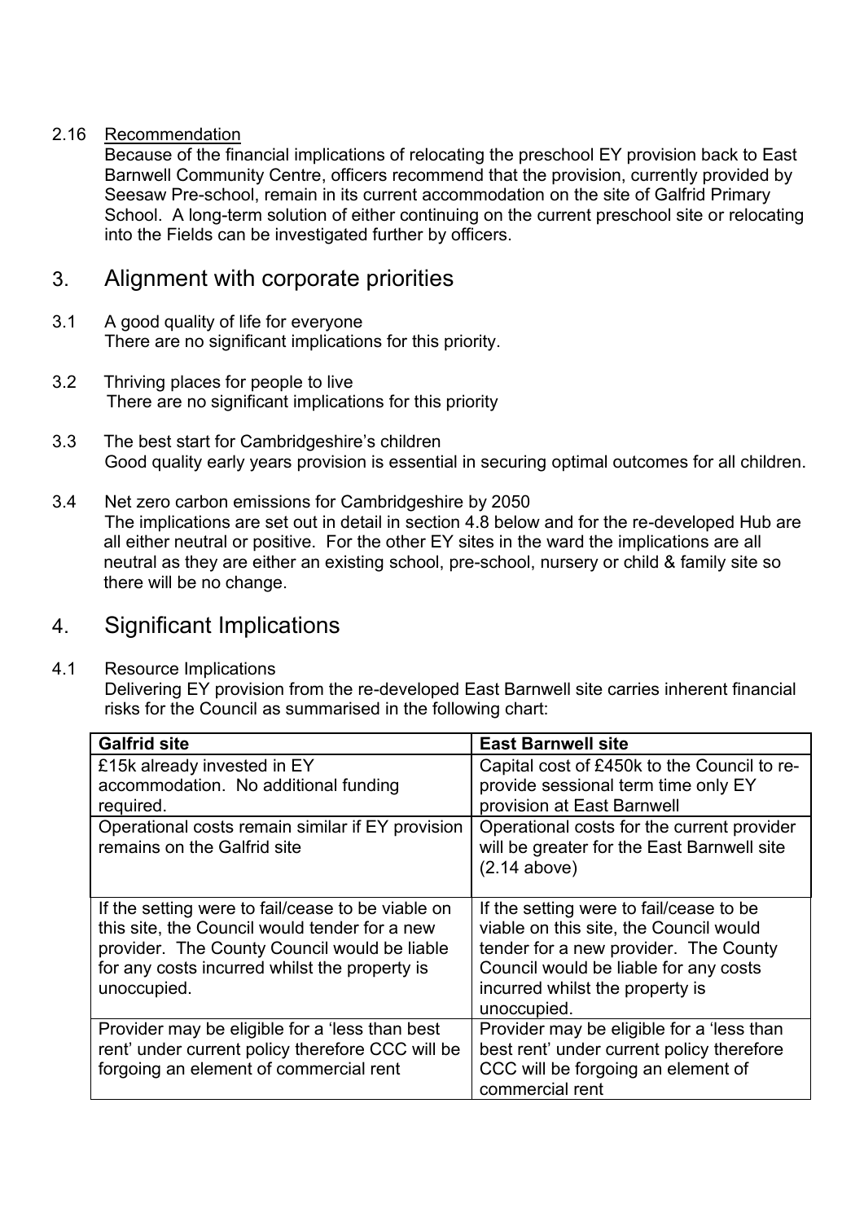2.16 Recommendation

Because of the financial implications of relocating the preschool EY provision back to East Barnwell Community Centre, officers recommend that the provision, currently provided by Seesaw Pre-school, remain in its current accommodation on the site of Galfrid Primary School. A long-term solution of either continuing on the current preschool site or relocating into the Fields can be investigated further by officers.

## 3. Alignment with corporate priorities

3.1 A good quality of life for everyone

There are no significant implications for this priority.

3.2 Thriving places for people to live

There are no significant implications for this priority

3.3 The best start for Cambridgeshire's children

Good quality early years provision is essential in securing optimal outcomes for all children.

3.4 Net zero carbon emissions for Cambridgeshire by 2050

The implications are set out in detail in section 4.8 below and for the re-developed Hub are all either neutral or positive. For the other EY sites in the ward the implications are all neutral as they are either an existing school, pre-school, nursery or child & family site so there will be no change.

## 4. Significant Implications

4.1 Resource Implications

Delivering EY provision from the re-developed East Barnwell site carries inherent financial risks for the Council as summarised in the following chart:

| Galfrid site | East Barnwell site |
|---|---|
| £15k already invested in EY accommodation. No additional funding required. | Capital cost of £450k to the Council to re-provide sessional term time only EY provision at East Barnwell |
| Operational costs remain similar if EY provision remains on the Galfrid site | Operational costs for the current provider will be greater for the East Barnwell site (2.14 above) |
| If the setting were to fail/cease to be viable on this site, the Council would tender for a new provider. The County Council would be liable for any costs incurred whilst the property is unoccupied. | If the setting were to fail/cease to be viable on this site, the Council would tender for a new provider. The County Council would be liable for any costs incurred whilst the property is unoccupied. |
| Provider may be eligible for a 'less than best rent' under current policy therefore CCC will be forgoing an element of commercial rent | Provider may be eligible for a 'less than best rent' under current policy therefore CCC will be forgoing an element of commercial rent |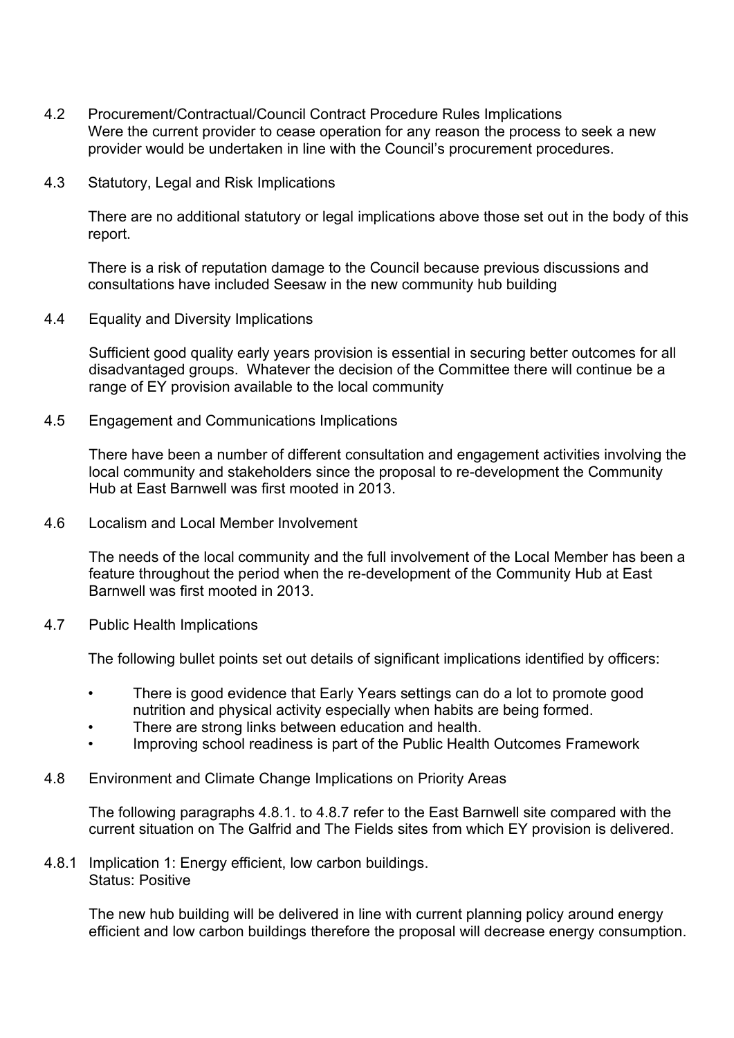4.2 Procurement/Contractual/Council Contract Procedure Rules Implications
Were the current provider to cease operation for any reason the process to seek a new provider would be undertaken in line with the Council's procurement procedures.

4.3 Statutory, Legal and Risk Implications

There are no additional statutory or legal implications above those set out in the body of this report.

There is a risk of reputation damage to the Council because previous discussions and consultations have included Seesaw in the new community hub building

4.4 Equality and Diversity Implications

Sufficient good quality early years provision is essential in securing better outcomes for all disadvantaged groups. Whatever the decision of the Committee there will continue be a range of EY provision available to the local community

4.5 Engagement and Communications Implications

There have been a number of different consultation and engagement activities involving the local community and stakeholders since the proposal to re-development the Community Hub at East Barnwell was first mooted in 2013.

4.6 Localism and Local Member Involvement

The needs of the local community and the full involvement of the Local Member has been a feature throughout the period when the re-development of the Community Hub at East Barnwell was first mooted in 2013.

4.7 Public Health Implications

The following bullet points set out details of significant implications identified by officers:

- There is good evidence that Early Years settings can do a lot to promote good nutrition and physical activity especially when habits are being formed.
- There are strong links between education and health.
- Improving school readiness is part of the Public Health Outcomes Framework

4.8 Environment and Climate Change Implications on Priority Areas

The following paragraphs 4.8.1. to 4.8.7 refer to the East Barnwell site compared with the current situation on The Galfrid and The Fields sites from which EY provision is delivered.

4.8.1 Implication 1: Energy efficient, low carbon buildings.
Status: Positive

The new hub building will be delivered in line with current planning policy around energy efficient and low carbon buildings therefore the proposal will decrease energy consumption.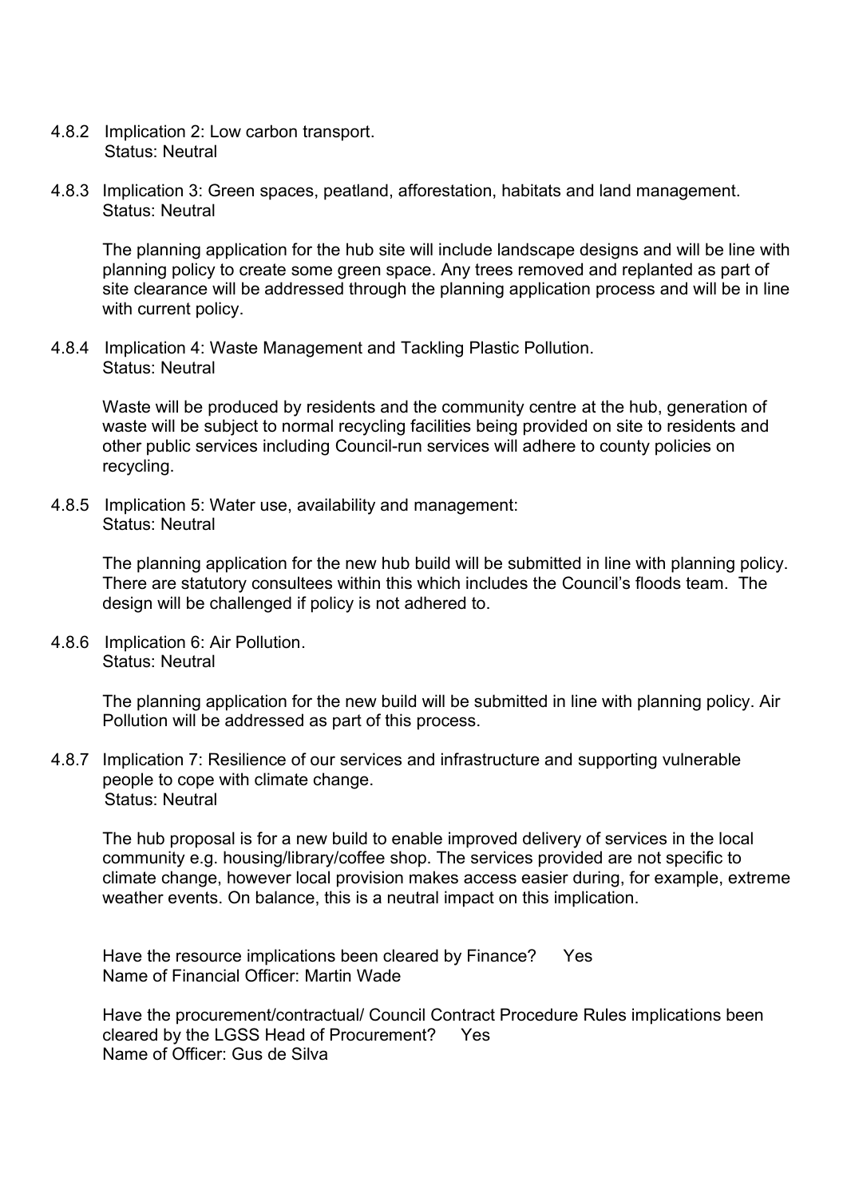4.8.2 Implication 2: Low carbon transport.
Status: Neutral

4.8.3 Implication 3: Green spaces, peatland, afforestation, habitats and land management.
Status: Neutral

The planning application for the hub site will include landscape designs and will be line with planning policy to create some green space. Any trees removed and replanted as part of site clearance will be addressed through the planning application process and will be in line with current policy.

4.8.4 Implication 4: Waste Management and Tackling Plastic Pollution.
Status: Neutral

Waste will be produced by residents and the community centre at the hub, generation of waste will be subject to normal recycling facilities being provided on site to residents and other public services including Council-run services will adhere to county policies on recycling.

4.8.5 Implication 5: Water use, availability and management:
Status: Neutral

The planning application for the new hub build will be submitted in line with planning policy. There are statutory consultees within this which includes the Council's floods team. The design will be challenged if policy is not adhered to.

4.8.6 Implication 6: Air Pollution.
Status: Neutral

The planning application for the new build will be submitted in line with planning policy. Air Pollution will be addressed as part of this process.

4.8.7 Implication 7: Resilience of our services and infrastructure and supporting vulnerable people to cope with climate change.
Status: Neutral

The hub proposal is for a new build to enable improved delivery of services in the local community e.g. housing/library/coffee shop. The services provided are not specific to climate change, however local provision makes access easier during, for example, extreme weather events. On balance, this is a neutral impact on this implication.

Have the resource implications been cleared by Finance? Yes
Name of Financial Officer: Martin Wade

Have the procurement/contractual/ Council Contract Procedure Rules implications been cleared by the LGSS Head of Procurement? Yes
Name of Officer: Gus de Silva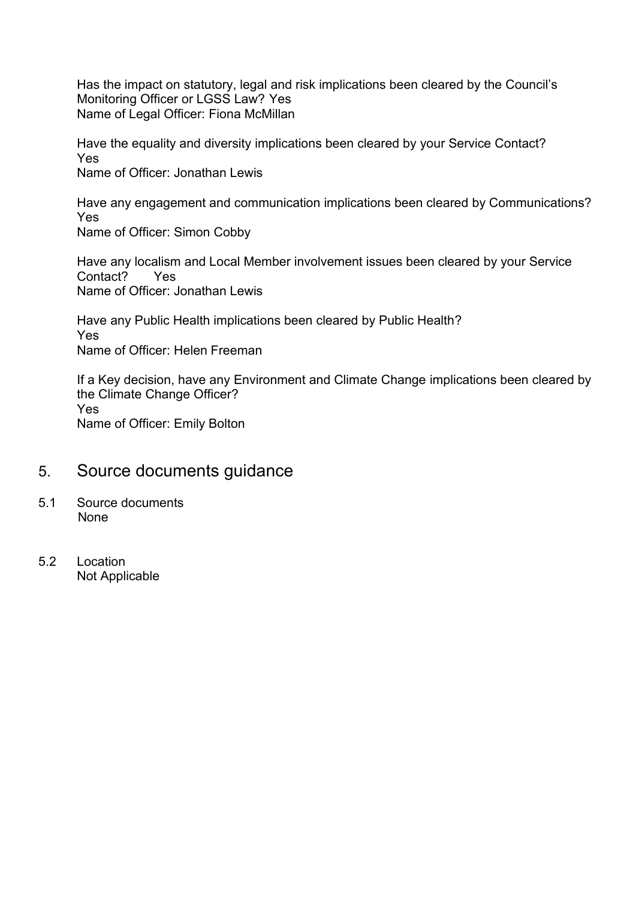Has the impact on statutory, legal and risk implications been cleared by the Council's Monitoring Officer or LGSS Law? Yes
Name of Legal Officer: Fiona McMillan

Have the equality and diversity implications been cleared by your Service Contact?
Yes
Name of Officer: Jonathan Lewis

Have any engagement and communication implications been cleared by Communications?
Yes
Name of Officer: Simon Cobby

Have any localism and Local Member involvement issues been cleared by your Service Contact? Yes
Name of Officer: Jonathan Lewis

Have any Public Health implications been cleared by Public Health?
Yes
Name of Officer: Helen Freeman

If a Key decision, have any Environment and Climate Change implications been cleared by the Climate Change Officer?
Yes
Name of Officer: Emily Bolton

## 5. Source documents guidance

5.1 Source documents
None

5.2 Location
Not Applicable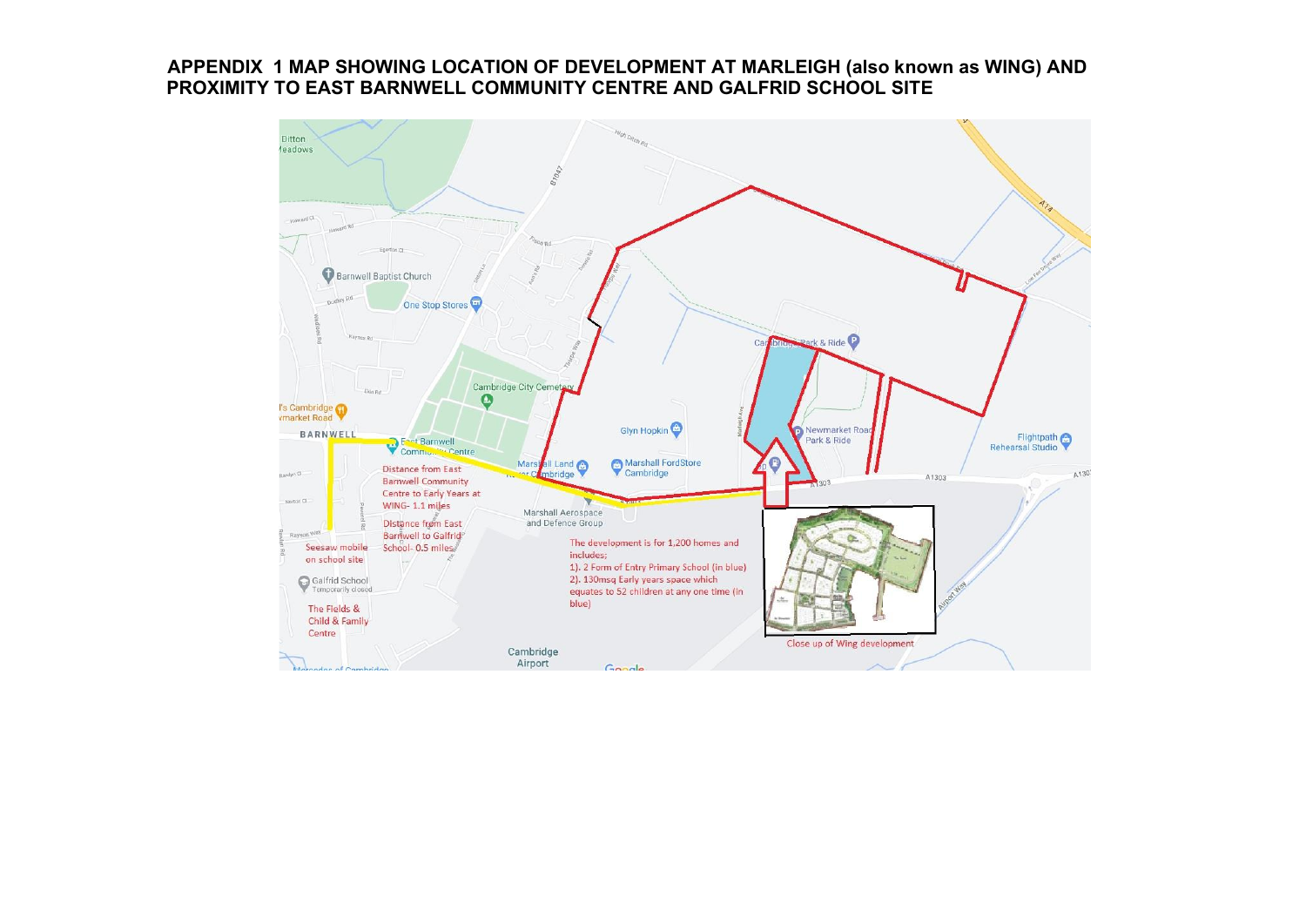# APPENDIX 1 MAP SHOWING LOCATION OF DEVELOPMENT AT MARLEIGH (also known as WING) AND PROXIMITY TO EAST BARNWELL COMMUNITY CENTRE AND GALFRID SCHOOL SITE

Distance from East Barnwell Community Centre to Early Years at WING- 1.1 miles

Distance from East Barnwell to Galfrid School- 0.5 miles

Seesaw mobile on school site

The Fields & Child & Family Centre

The development is for 1,200 homes and includes;

1). 2 Form of Entry Primary School (in blue)

2). 130msq Early years space which equates to 52 children at any one time (in blue)

Close up of Wing development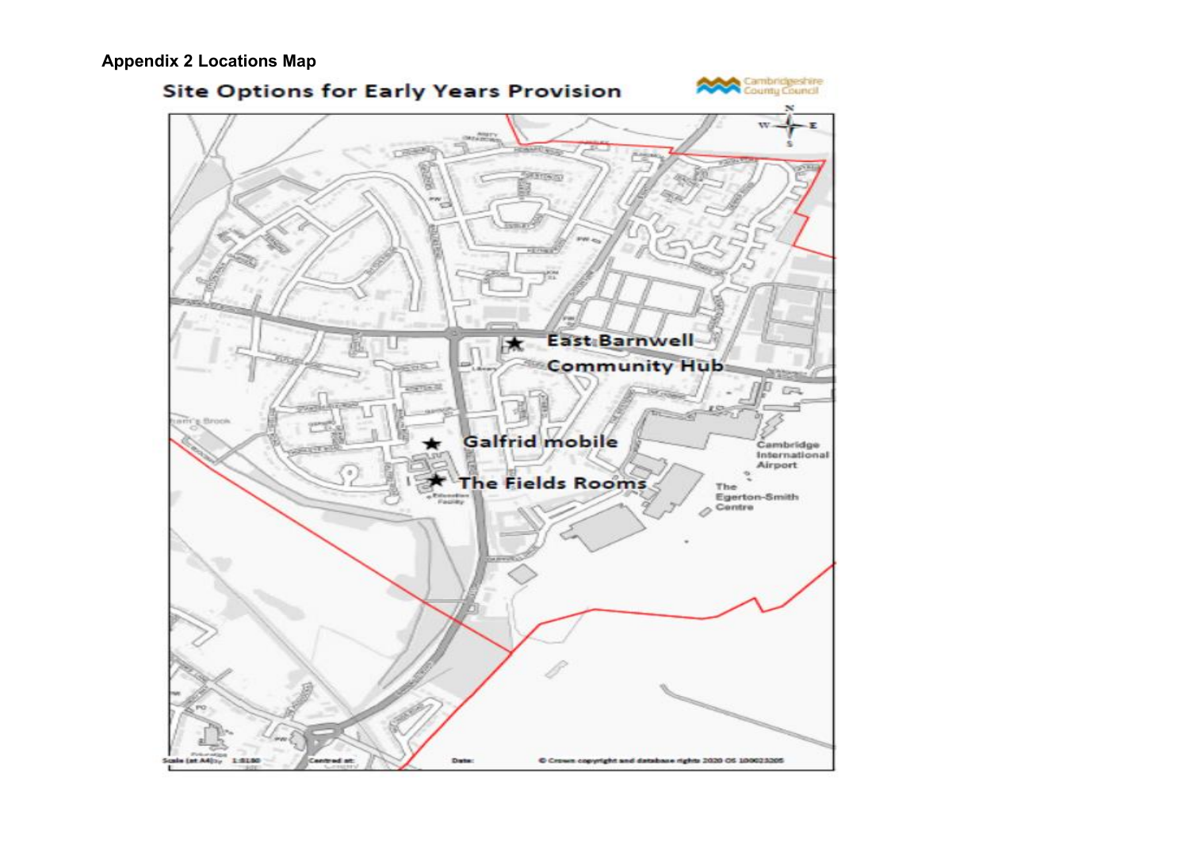**Appendix 2 Locations Map**

Site Options for Early Years Provision

Cambridgeshire County Council

East Barnwell Community Hub

Galfrid mobile

The Fields Rooms

Cambridge International Airport

The Egerton-Smith Centre

Scale (at A4): 1:8180

Centred at:

Date:

© Crown copyright and database rights 2020 OS 100023205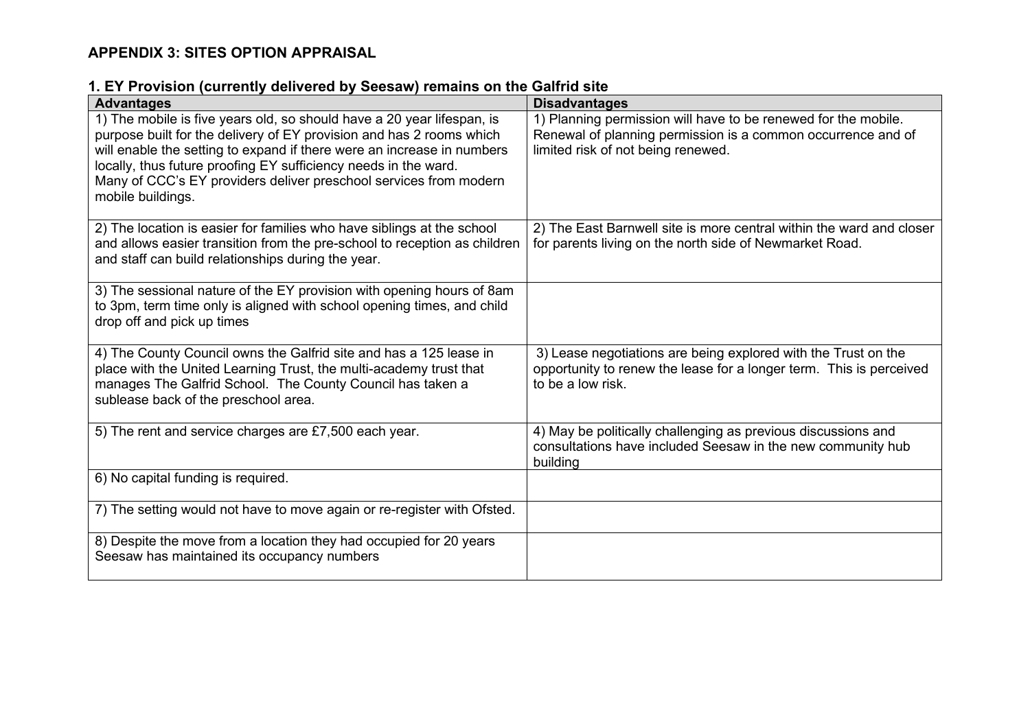## APPENDIX 3: SITES OPTION APPRAISAL

### 1. EY Provision (currently delivered by Seesaw) remains on the Galfrid site

| Advantages | Disadvantages |
|---|---|
| 1) The mobile is five years old, so should have a 20 year lifespan, is purpose built for the delivery of EY provision and has 2 rooms which will enable the setting to expand if there were an increase in numbers locally, thus future proofing EY sufficiency needs in the ward. Many of CCC's EY providers deliver preschool services from modern mobile buildings. | 1) Planning permission will have to be renewed for the mobile. Renewal of planning permission is a common occurrence and of limited risk of not being renewed. |
| 2) The location is easier for families who have siblings at the school and allows easier transition from the pre-school to reception as children and staff can build relationships during the year. | 2) The East Barnwell site is more central within the ward and closer for parents living on the north side of Newmarket Road. |
| 3) The sessional nature of the EY provision with opening hours of 8am to 3pm, term time only is aligned with school opening times, and child drop off and pick up times | |
| 4) The County Council owns the Galfrid site and has a 125 lease in place with the United Learning Trust, the multi-academy trust that manages The Galfrid School. The County Council has taken a sublease back of the preschool area. | 3) Lease negotiations are being explored with the Trust on the opportunity to renew the lease for a longer term. This is perceived to be a low risk. |
| 5) The rent and service charges are £7,500 each year. | 4) May be politically challenging as previous discussions and consultations have included Seesaw in the new community hub building |
| 6) No capital funding is required. | |
| 7) The setting would not have to move again or re-register with Ofsted. | |
| 8) Despite the move from a location they had occupied for 20 years Seesaw has maintained its occupancy numbers | |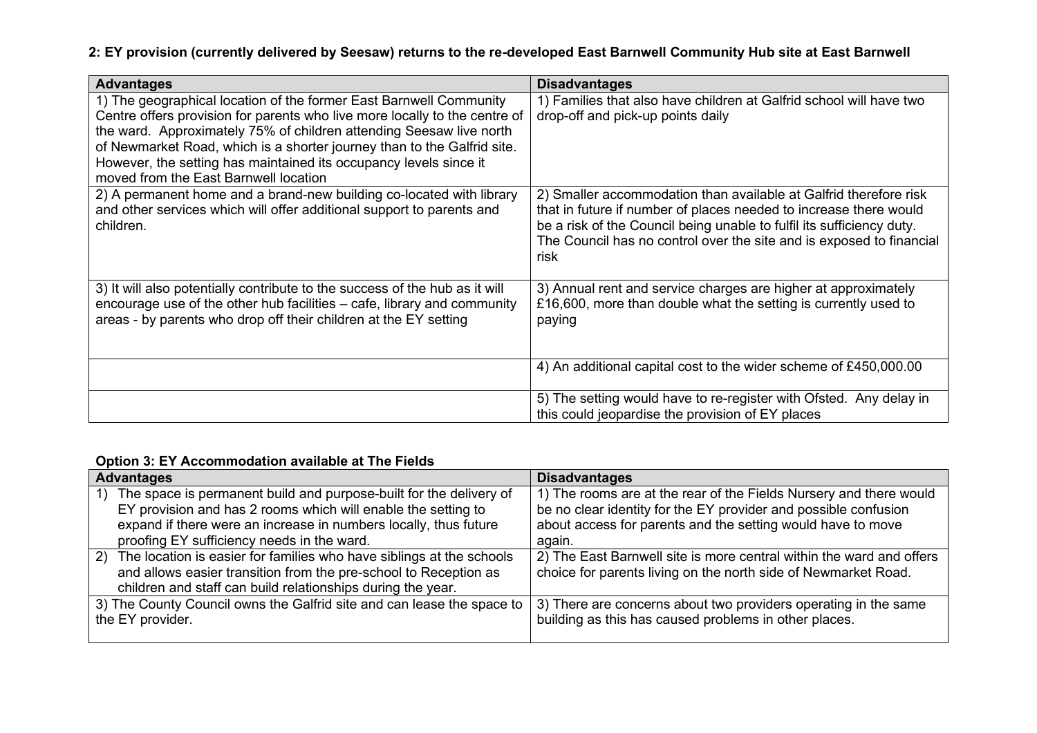**2: EY provision (currently delivered by Seesaw) returns to the re-developed East Barnwell Community Hub site at East Barnwell**

| Advantages | Disadvantages |
|---|---|
| 1) The geographical location of the former East Barnwell Community Centre offers provision for parents who live more locally to the centre of the ward. Approximately 75% of children attending Seesaw live north of Newmarket Road, which is a shorter journey than to the Galfrid site. However, the setting has maintained its occupancy levels since it moved from the East Barnwell location | 1) Families that also have children at Galfrid school will have two drop-off and pick-up points daily |
| 2) A permanent home and a brand-new building co-located with library and other services which will offer additional support to parents and children. | 2) Smaller accommodation than available at Galfrid therefore risk that in future if number of places needed to increase there would be a risk of the Council being unable to fulfil its sufficiency duty. The Council has no control over the site and is exposed to financial risk |
| 3) It will also potentially contribute to the success of the hub as it will encourage use of the other hub facilities – cafe, library and community areas - by parents who drop off their children at the EY setting | 3) Annual rent and service charges are higher at approximately £16,600, more than double what the setting is currently used to paying |
| | 4) An additional capital cost to the wider scheme of £450,000.00 |
| | 5) The setting would have to re-register with Ofsted. Any delay in this could jeopardise the provision of EY places |

**Option 3: EY Accommodation available at The Fields**

| Advantages | Disadvantages |
|---|---|
| 1) The space is permanent build and purpose-built for the delivery of EY provision and has 2 rooms which will enable the setting to expand if there were an increase in numbers locally, thus future proofing EY sufficiency needs in the ward. | 1) The rooms are at the rear of the Fields Nursery and there would be no clear identity for the EY provider and possible confusion about access for parents and the setting would have to move again. |
| 2) The location is easier for families who have siblings at the schools and allows easier transition from the pre-school to Reception as children and staff can build relationships during the year. | 2) The East Barnwell site is more central within the ward and offers choice for parents living on the north side of Newmarket Road. |
| 3) The County Council owns the Galfrid site and can lease the space to the EY provider. | 3) There are concerns about two providers operating in the same building as this has caused problems in other places. |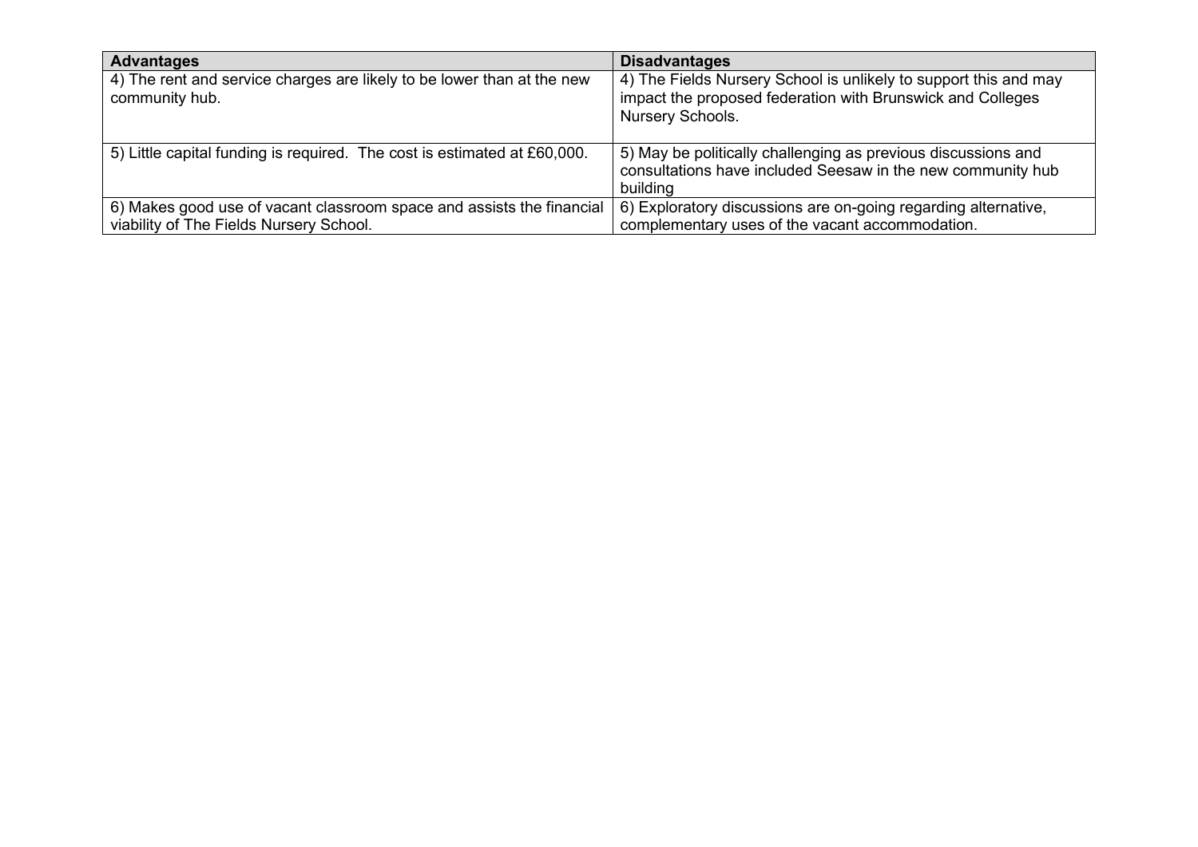| Advantages | Disadvantages |
|---|---|
| 4) The rent and service charges are likely to be lower than at the new community hub. | 4) The Fields Nursery School is unlikely to support this and may impact the proposed federation with Brunswick and Colleges Nursery Schools. |
| 5) Little capital funding is required. The cost is estimated at £60,000. | 5) May be politically challenging as previous discussions and consultations have included Seesaw in the new community hub building |
| 6) Makes good use of vacant classroom space and assists the financial viability of The Fields Nursery School. | 6) Exploratory discussions are on-going regarding alternative, complementary uses of the vacant accommodation. |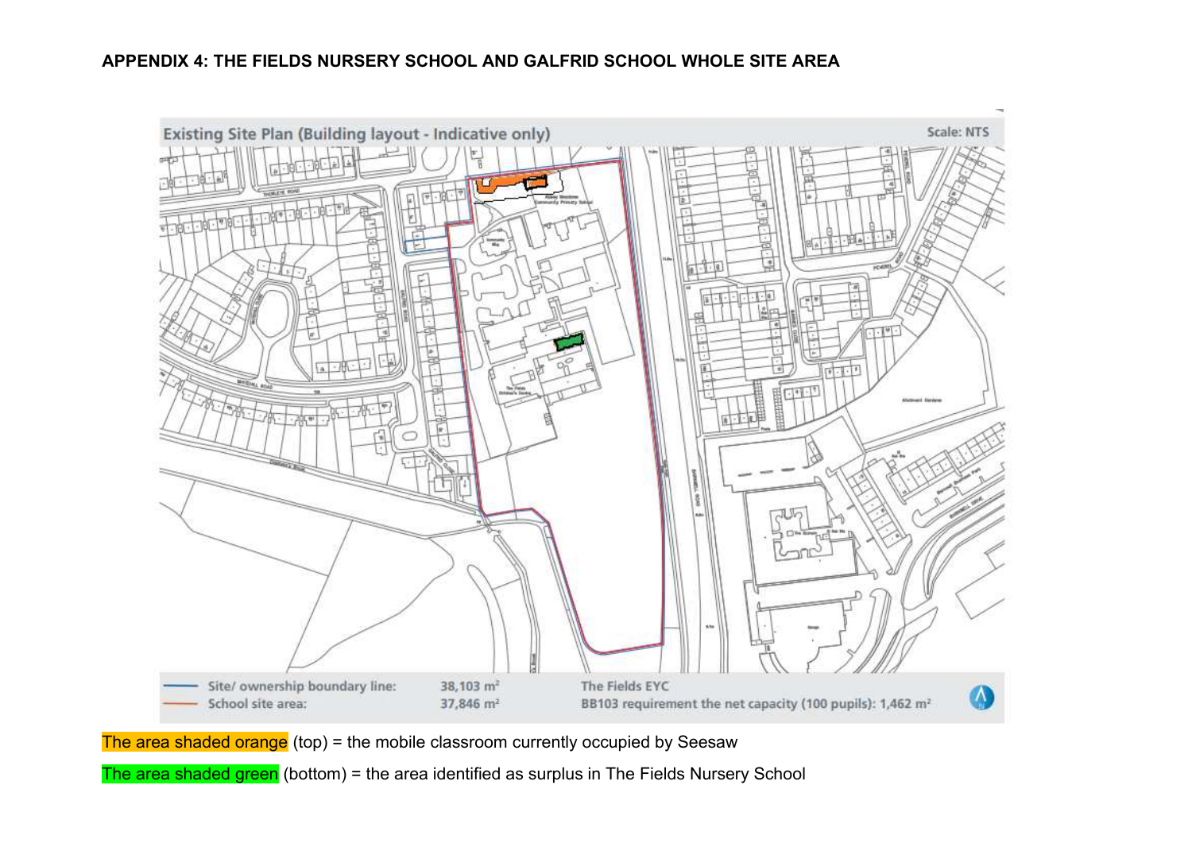**APPENDIX 4: THE FIELDS NURSERY SCHOOL AND GALFRID SCHOOL WHOLE SITE AREA**

Existing Site Plan (Building layout - Indicative only)

Scale: NTS

| | | |
|---|---|---|
| Site/ ownership boundary line: | 38,103 m² | The Fields EYC |
| School site area: | 37,846 m² | BB103 requirement the net capacity (100 pupils): 1,462 m² |

The area shaded orange (top) = the mobile classroom currently occupied by Seesaw

The area shaded green (bottom) = the area identified as surplus in The Fields Nursery School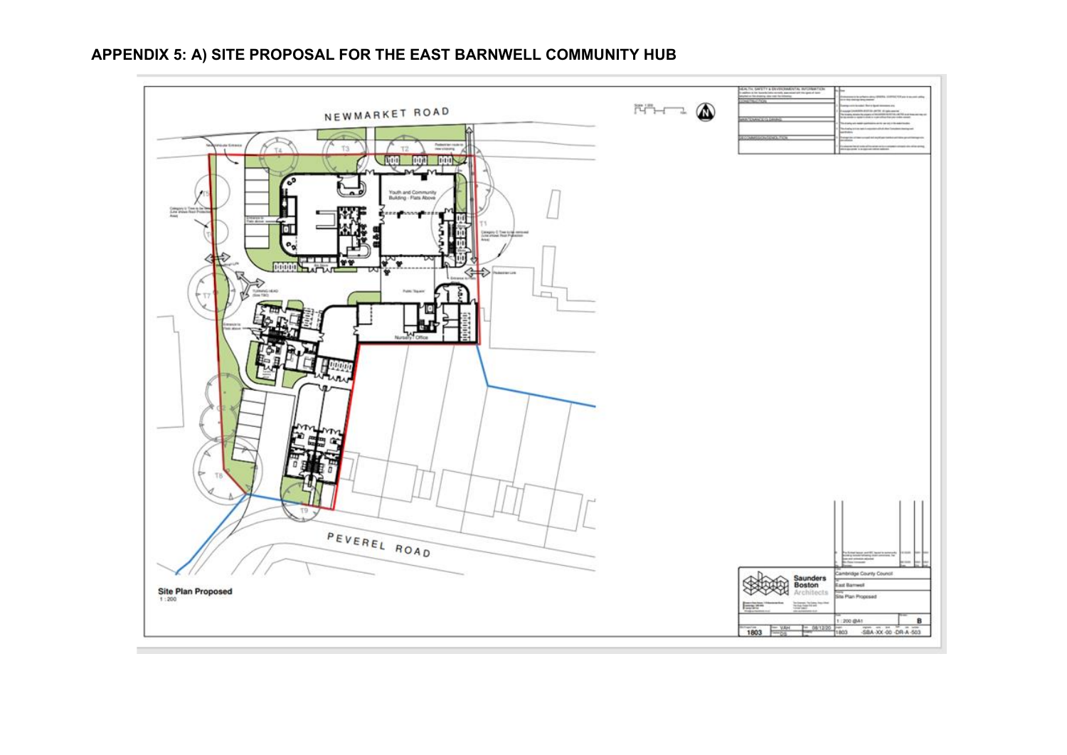## APPENDIX 5: A) SITE PROPOSAL FOR THE EAST BARNWELL COMMUNITY HUB

NEWMARKET ROAD

Youth and Community Building - Flats Above

Public 'Square'

Nursery / Office

PEVEREL ROAD

Site Plan Proposed
1 : 200

Saunders Boston Architects

Cambridge County Council

East Barnwell

Site Plan Proposed

1 : 200 @A1

B

1803

1803 -SBA-XX-00-DR-A-503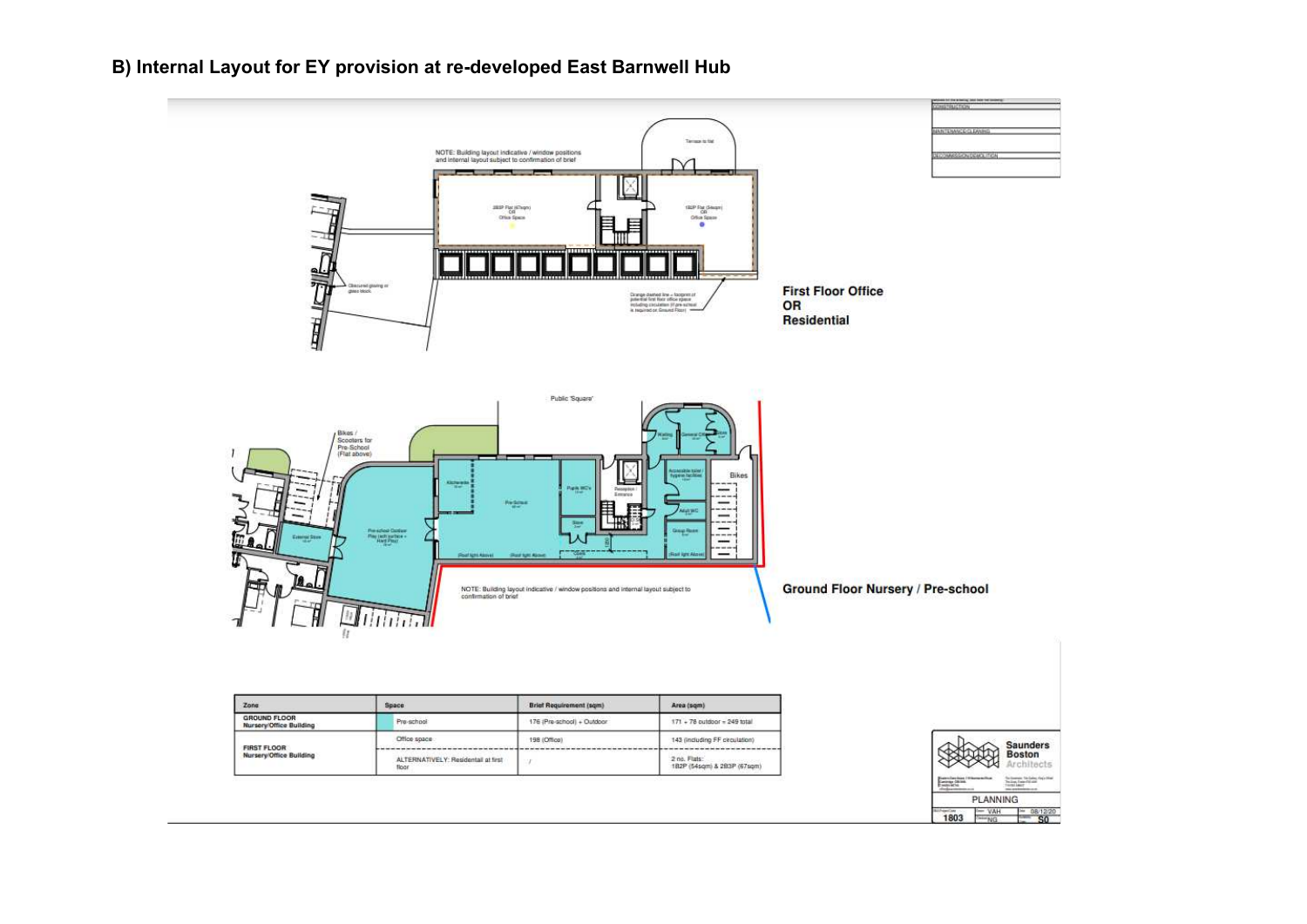## B) Internal Layout for EY provision at re-developed East Barnwell Hub

NOTE: Building layout indicative / window positions and internal layout subject to confirmation of brief

First Floor Office
OR
Residential

Public 'Square'

Ground Floor Nursery / Pre-school

NOTE: Building layout indicative / window positions and internal layout subject to confirmation of brief

| Zone | Space | Brief Requirement (sqm) | Area (sqm) |
|---|---|---|---|
| GROUND FLOOR Nursery/Office Building | Pre-school | 176 (Pre-school) + Outdoor | 171 + 78 outdoor = 249 total |
| FIRST FLOOR Nursery/Office Building | Office space | 198 (Office) | 143 (including FF circulation) |
| | ALTERNATIVELY: Residential at first floor | / | 2 no. Flats: 1B2P (54sqm) & 2B3P (67sqm) |

Saunders Boston Architects

PLANNING

1803 VAH NG 08/12/20 S0